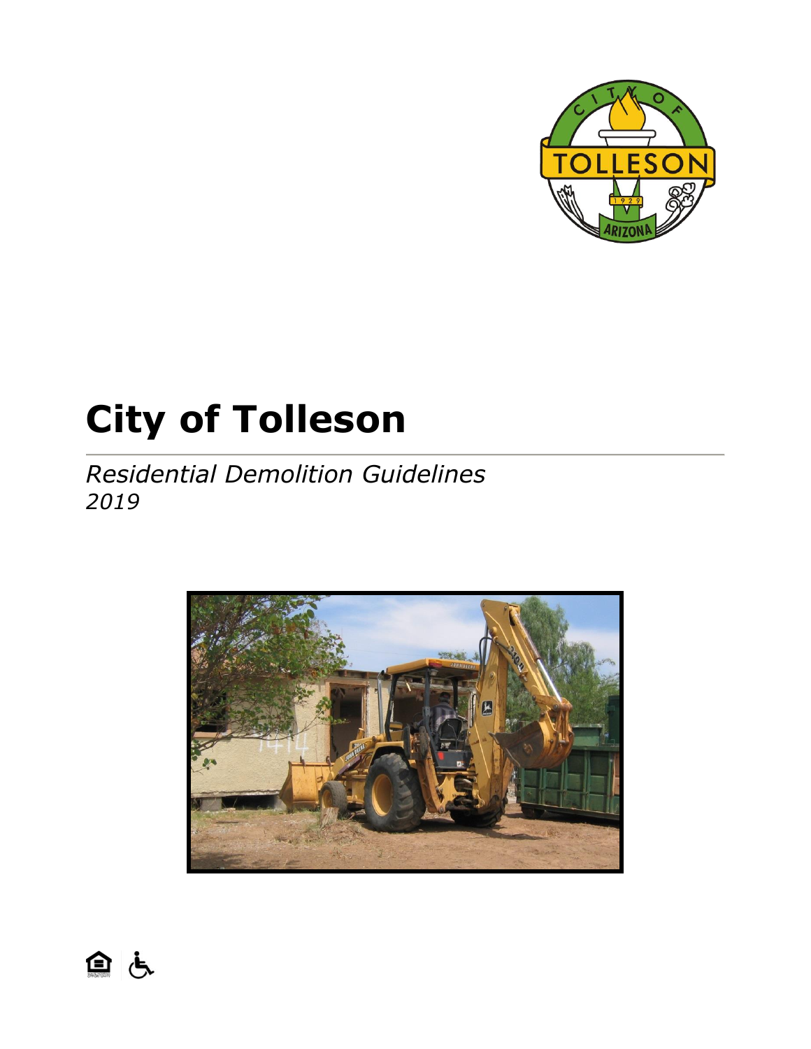# City of Tolleson

*Residential Demolition Guidelines*
*2019*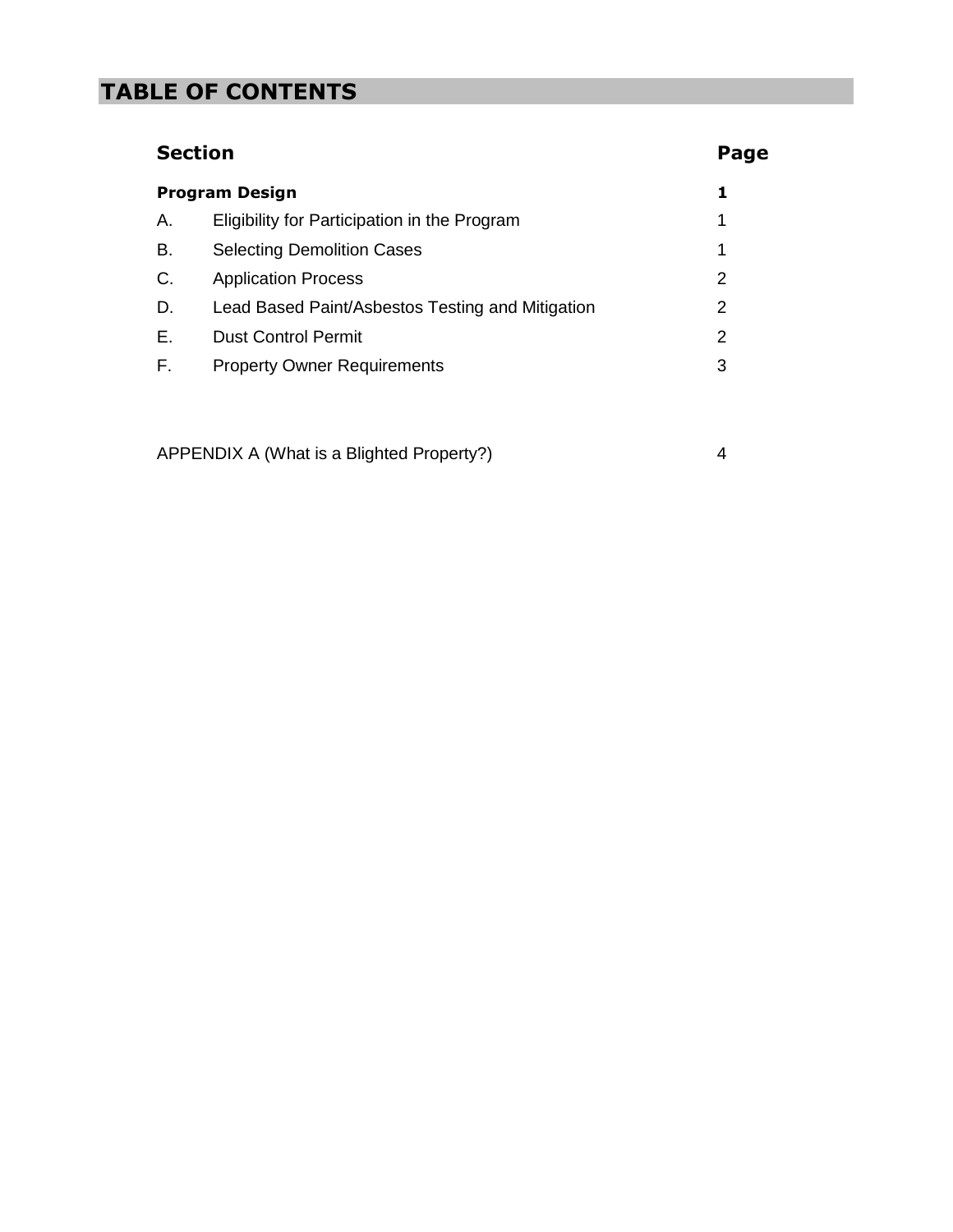# TABLE OF CONTENTS

| Section | | Page |
|---|---|---|
| **Program Design** | | **1** |
| A. | Eligibility for Participation in the Program | 1 |
| B. | Selecting Demolition Cases | 1 |
| C. | Application Process | 2 |
| D. | Lead Based Paint/Asbestos Testing and Mitigation | 2 |
| E. | Dust Control Permit | 2 |
| F. | Property Owner Requirements | 3 |
| APPENDIX A (What is a Blighted Property?) | | 4 |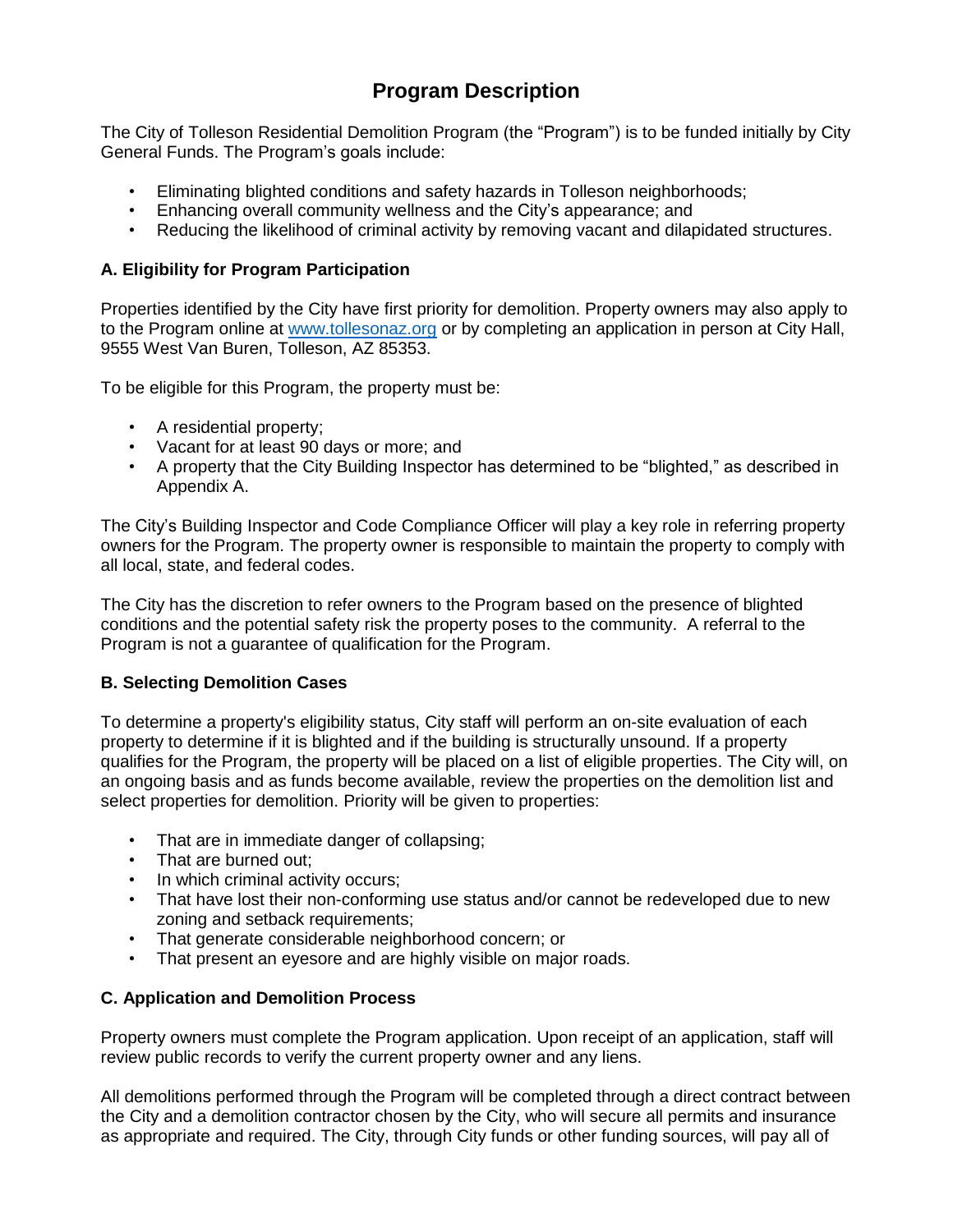# Program Description

The City of Tolleson Residential Demolition Program (the "Program") is to be funded initially by City General Funds. The Program's goals include:

- Eliminating blighted conditions and safety hazards in Tolleson neighborhoods;
- Enhancing overall community wellness and the City's appearance; and
- Reducing the likelihood of criminal activity by removing vacant and dilapidated structures.

### A. Eligibility for Program Participation

Properties identified by the City have first priority for demolition. Property owners may also apply to to the Program online at www.tollesonaz.org or by completing an application in person at City Hall, 9555 West Van Buren, Tolleson, AZ 85353.

To be eligible for this Program, the property must be:

- A residential property;
- Vacant for at least 90 days or more; and
- A property that the City Building Inspector has determined to be "blighted," as described in Appendix A.

The City's Building Inspector and Code Compliance Officer will play a key role in referring property owners for the Program. The property owner is responsible to maintain the property to comply with all local, state, and federal codes.

The City has the discretion to refer owners to the Program based on the presence of blighted conditions and the potential safety risk the property poses to the community. A referral to the Program is not a guarantee of qualification for the Program.

### B. Selecting Demolition Cases

To determine a property's eligibility status, City staff will perform an on-site evaluation of each property to determine if it is blighted and if the building is structurally unsound. If a property qualifies for the Program, the property will be placed on a list of eligible properties. The City will, on an ongoing basis and as funds become available, review the properties on the demolition list and select properties for demolition. Priority will be given to properties:

- That are in immediate danger of collapsing;
- That are burned out;
- In which criminal activity occurs;
- That have lost their non-conforming use status and/or cannot be redeveloped due to new zoning and setback requirements;
- That generate considerable neighborhood concern; or
- That present an eyesore and are highly visible on major roads.

### C. Application and Demolition Process

Property owners must complete the Program application. Upon receipt of an application, staff will review public records to verify the current property owner and any liens.

All demolitions performed through the Program will be completed through a direct contract between the City and a demolition contractor chosen by the City, who will secure all permits and insurance as appropriate and required. The City, through City funds or other funding sources, will pay all of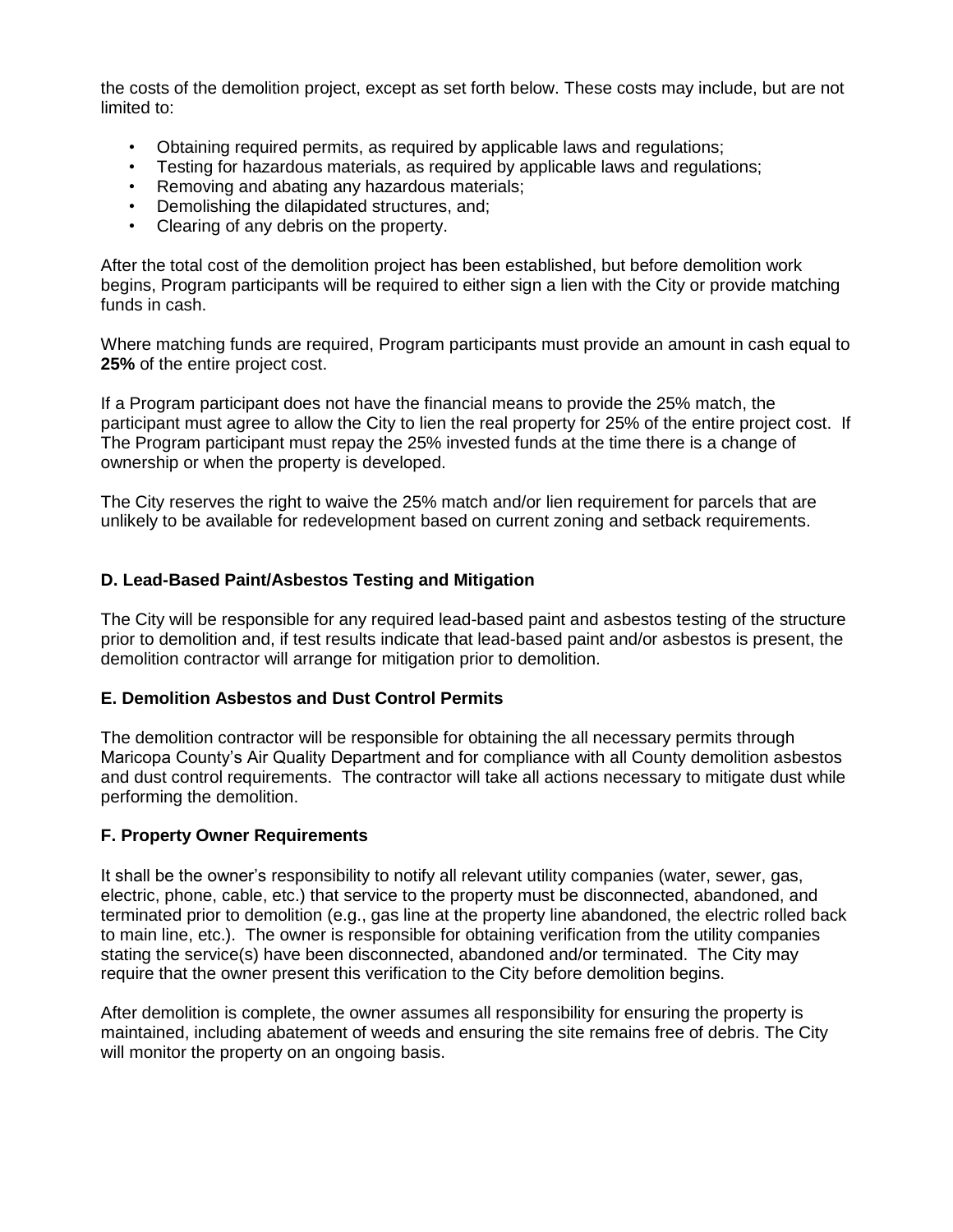the costs of the demolition project, except as set forth below. These costs may include, but are not limited to:

- Obtaining required permits, as required by applicable laws and regulations;
- Testing for hazardous materials, as required by applicable laws and regulations;
- Removing and abating any hazardous materials;
- Demolishing the dilapidated structures, and;
- Clearing of any debris on the property.

After the total cost of the demolition project has been established, but before demolition work begins, Program participants will be required to either sign a lien with the City or provide matching funds in cash.

Where matching funds are required, Program participants must provide an amount in cash equal to **25%** of the entire project cost.

If a Program participant does not have the financial means to provide the 25% match, the participant must agree to allow the City to lien the real property for 25% of the entire project cost. If The Program participant must repay the 25% invested funds at the time there is a change of ownership or when the property is developed.

The City reserves the right to waive the 25% match and/or lien requirement for parcels that are unlikely to be available for redevelopment based on current zoning and setback requirements.

### D. Lead-Based Paint/Asbestos Testing and Mitigation

The City will be responsible for any required lead-based paint and asbestos testing of the structure prior to demolition and, if test results indicate that lead-based paint and/or asbestos is present, the demolition contractor will arrange for mitigation prior to demolition.

### E. Demolition Asbestos and Dust Control Permits

The demolition contractor will be responsible for obtaining the all necessary permits through Maricopa County's Air Quality Department and for compliance with all County demolition asbestos and dust control requirements. The contractor will take all actions necessary to mitigate dust while performing the demolition.

### F. Property Owner Requirements

It shall be the owner's responsibility to notify all relevant utility companies (water, sewer, gas, electric, phone, cable, etc.) that service to the property must be disconnected, abandoned, and terminated prior to demolition (e.g., gas line at the property line abandoned, the electric rolled back to main line, etc.). The owner is responsible for obtaining verification from the utility companies stating the service(s) have been disconnected, abandoned and/or terminated. The City may require that the owner present this verification to the City before demolition begins.

After demolition is complete, the owner assumes all responsibility for ensuring the property is maintained, including abatement of weeds and ensuring the site remains free of debris. The City will monitor the property on an ongoing basis.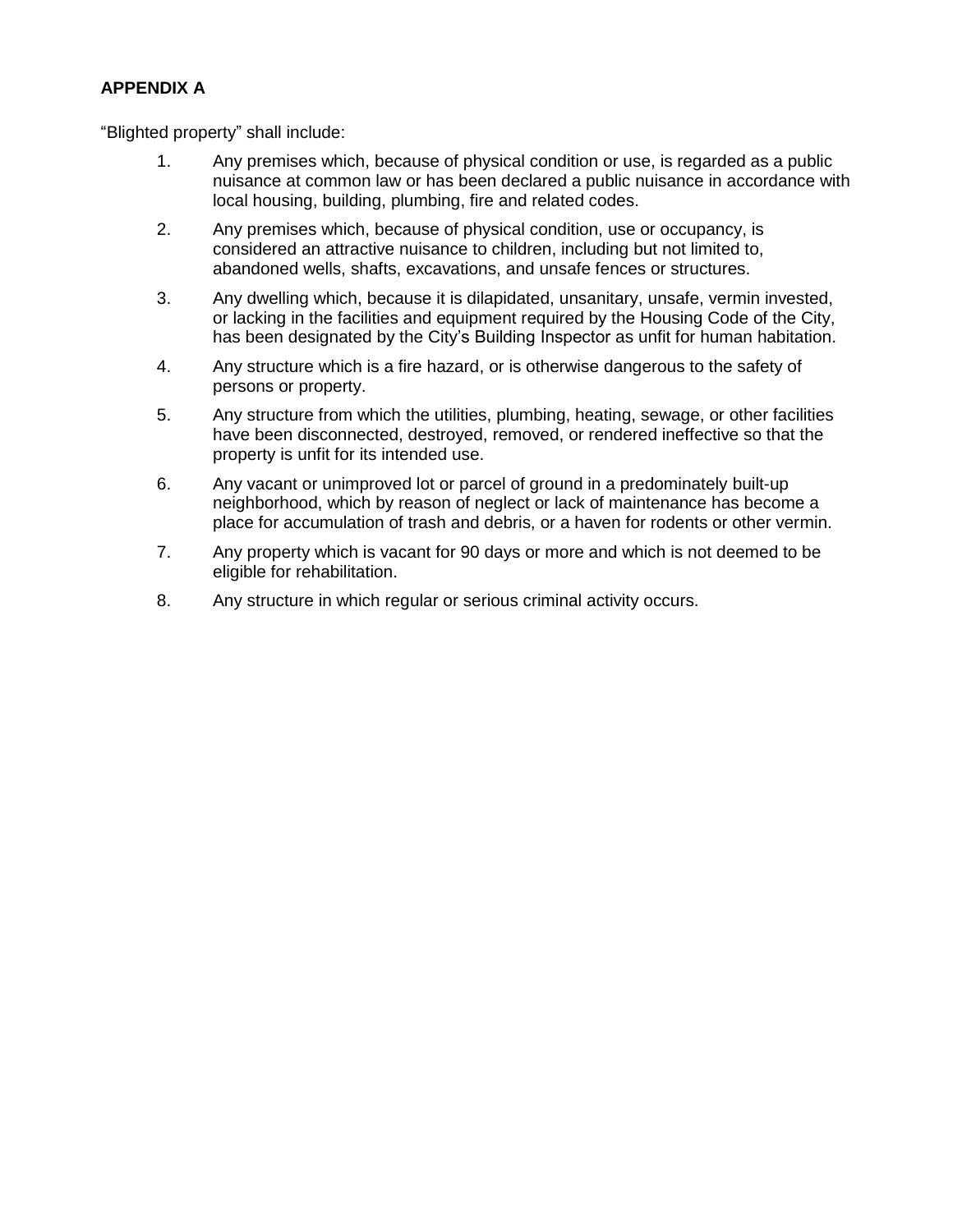**APPENDIX A**

“Blighted property” shall include:

1. Any premises which, because of physical condition or use, is regarded as a public nuisance at common law or has been declared a public nuisance in accordance with local housing, building, plumbing, fire and related codes.
2. Any premises which, because of physical condition, use or occupancy, is considered an attractive nuisance to children, including but not limited to, abandoned wells, shafts, excavations, and unsafe fences or structures.
3. Any dwelling which, because it is dilapidated, unsanitary, unsafe, vermin invested, or lacking in the facilities and equipment required by the Housing Code of the City, has been designated by the City’s Building Inspector as unfit for human habitation.
4. Any structure which is a fire hazard, or is otherwise dangerous to the safety of persons or property.
5. Any structure from which the utilities, plumbing, heating, sewage, or other facilities have been disconnected, destroyed, removed, or rendered ineffective so that the property is unfit for its intended use.
6. Any vacant or unimproved lot or parcel of ground in a predominately built-up neighborhood, which by reason of neglect or lack of maintenance has become a place for accumulation of trash and debris, or a haven for rodents or other vermin.
7. Any property which is vacant for 90 days or more and which is not deemed to be eligible for rehabilitation.
8. Any structure in which regular or serious criminal activity occurs.